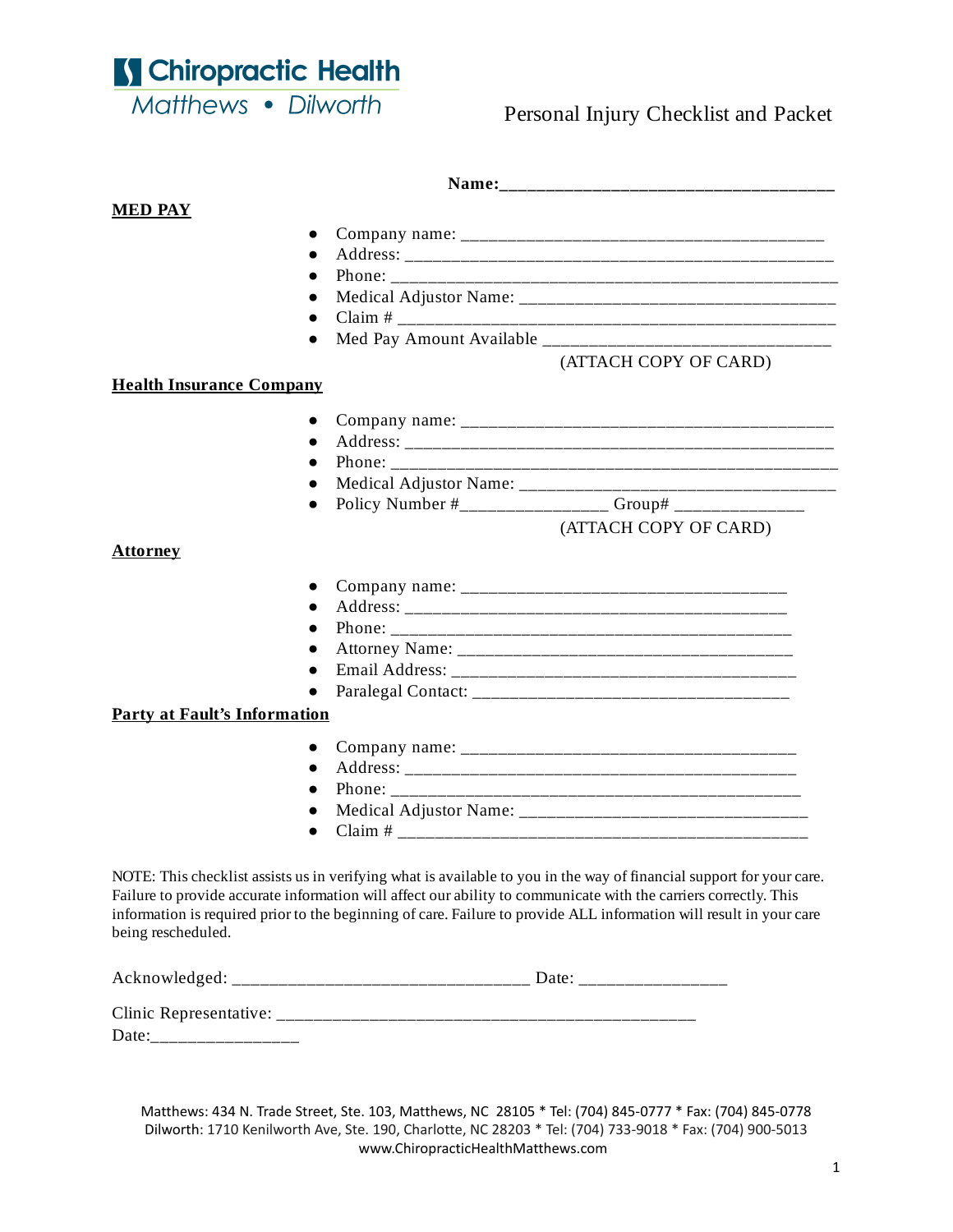**Chiropractic Health**
Matthews • Dilworth

# Personal Injury Checklist and Packet

**Name:**_______________________________________

**MED PAY**

- Company name: ________________________________________
- Address: ____________________________________________
- Phone: ______________________________________________
- Medical Adjustor Name: __________________________________
- Claim # _____________________________________________
- Med Pay Amount Available ________________________________

(ATTACH COPY OF CARD)

**Health Insurance Company**

- Company name: __________________________________________
- Address: ______________________________________________
- Phone: ________________________________________________
- Medical Adjustor Name: ___________________________________
- Policy Number #________________ Group# ______________

(ATTACH COPY OF CARD)

**Attorney**

- Company name: ___________________________________
- Address: _________________________________________
- Phone: ___________________________________________
- Attorney Name: ____________________________________
- Email Address: _____________________________________
- Paralegal Contact: __________________________________

**Party at Fault's Information**

- Company name: ____________________________________
- Address: __________________________________________
- Phone: ____________________________________________
- Medical Adjustor Name: _______________________________
- Claim # ___________________________________________

NOTE: This checklist assists us in verifying what is available to you in the way of financial support for your care. Failure to provide accurate information will affect our ability to communicate with the carriers correctly. This information is required prior to the beginning of care. Failure to provide ALL information will result in your care being rescheduled.

Acknowledged: ________________________________ Date: ________________

Clinic Representative: _______________________________________________
Date:________________

Matthews: 434 N. Trade Street, Ste. 103, Matthews, NC 28105 * Tel: (704) 845-0777 * Fax: (704) 845-0778
Dilworth: 1710 Kenilworth Ave, Ste. 190, Charlotte, NC 28203 * Tel: (704) 733-9018 * Fax: (704) 900-5013
www.ChiropracticHealthMatthews.com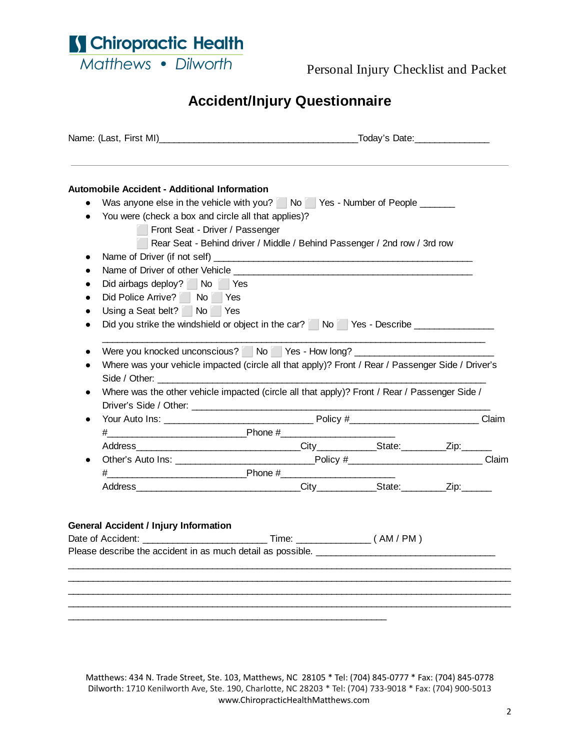Chiropractic Health
Matthews • Dilworth

Personal Injury Checklist and Packet

# Accident/Injury Questionnaire

Name: (Last, First MI)_______________________________________Today's Date:_______________

---

**Automobile Accident - Additional Information**

- Was anyone else in the vehicle with you? ⬜ No ⬜ Yes - Number of People _______
- You were (check a box and circle all that applies)?
  - ⬜ Front Seat - Driver / Passenger
  - ⬜ Rear Seat - Behind driver / Middle / Behind Passenger / 2nd row / 3rd row
- Name of Driver (if not self) ____________________________________________________
- Name of Driver of other Vehicle ________________________________________________
- Did airbags deploy? ⬜ No ⬜ Yes
- Did Police Arrive? ⬜ No ⬜ Yes
- Using a Seat belt? ⬜ No ⬜ Yes
- Did you strike the windshield or object in the car? ⬜ No ⬜ Yes - Describe _______________
  ________________________________________________________________________
- Were you knocked unconscious? ⬜ No ⬜ Yes - How long? ___________________________
- Where was your vehicle impacted (circle all that apply)? Front / Rear / Passenger Side / Driver's Side / Other: ___________________________________________________________
- Where was the other vehicle impacted (circle all that apply)? Front / Rear / Passenger Side / Driver's Side / Other: ___________________________________________________________
- Your Auto Ins: ______________________________ Policy #__________________________ Claim #___________________________Phone #______________________
  Address_________________________________City___________State:_________Zip:______
- Other's Auto Ins: ___________________________Policy #___________________________ Claim #___________________________Phone #______________________
  Address_________________________________City___________State:_________Zip:______

**General Accident / Injury Information**

Date of Accident: ________________________ Time: ______________ ( AM / PM )

Please describe the accident in as much detail as possible. ___________________________________
____________________________________________________________________________________
____________________________________________________________________________________
____________________________________________________________________________________
____________________________________________________________________________________
________________________________________________________________

Matthews: 434 N. Trade Street, Ste. 103, Matthews, NC 28105 * Tel: (704) 845-0777 * Fax: (704) 845-0778
Dilworth: 1710 Kenilworth Ave, Ste. 190, Charlotte, NC 28203 * Tel: (704) 733-9018 * Fax: (704) 900-5013
www.ChiropracticHealthMatthews.com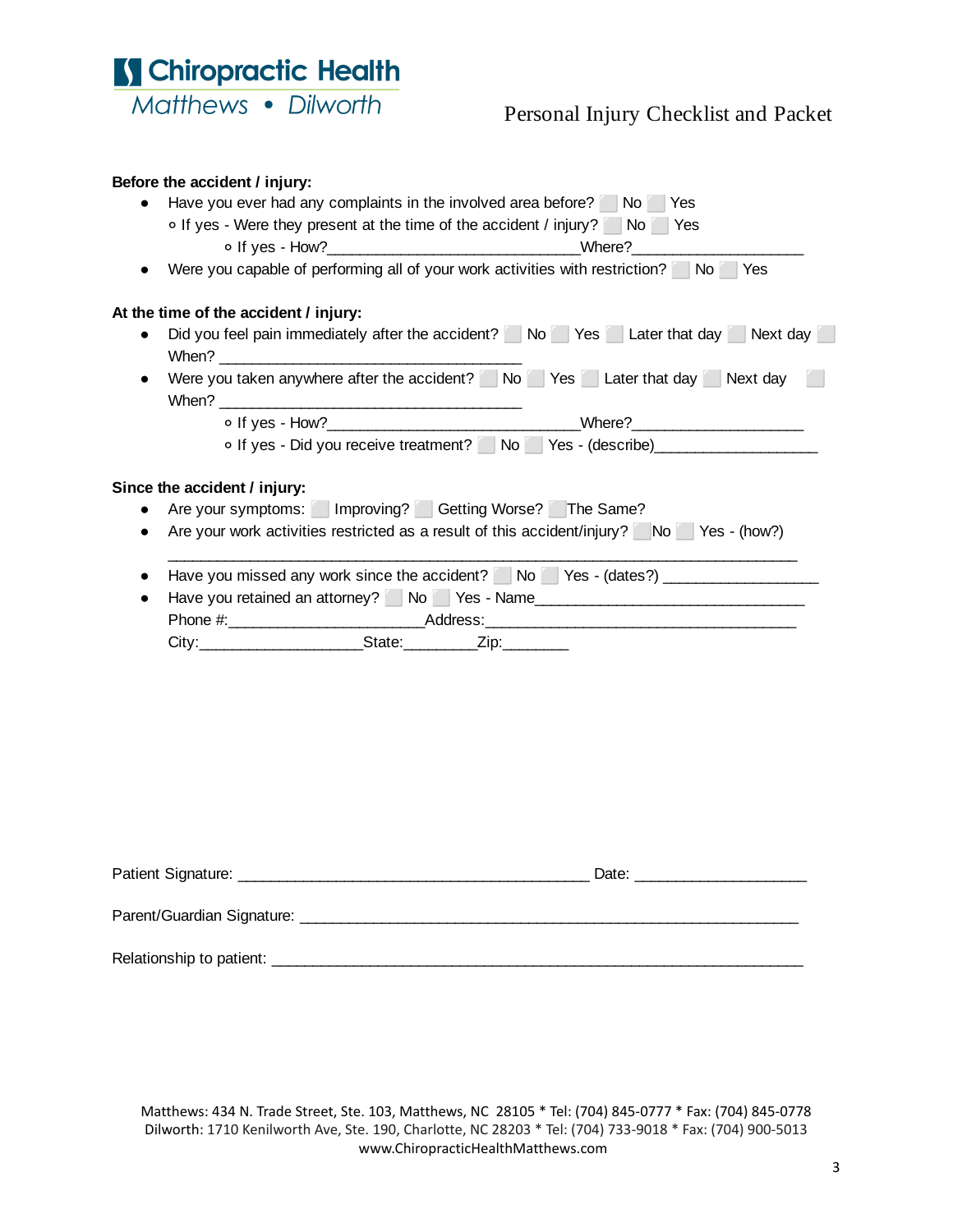**Chiropractic Health**
Matthews • Dilworth

# Personal Injury Checklist and Packet

**Before the accident / injury:**

- Have you ever had any complaints in the involved area before? ⬜ No ⬜ Yes
  - If yes - Were they present at the time of the accident / injury? ⬜ No ⬜ Yes
    - If yes - How?______________________________Where?____________________
- Were you capable of performing all of your work activities with restriction? ⬜ No ⬜ Yes

**At the time of the accident / injury:**

- Did you feel pain immediately after the accident? ⬜ No ⬜ Yes ⬜ Later that day ⬜ Next day ⬜ When? ___________________________________
- Were you taken anywhere after the accident? ⬜ No ⬜ Yes ⬜ Later that day ⬜ Next day ⬜ When? ___________________________________
    - If yes - How?______________________________Where?____________________
    - If yes - Did you receive treatment? ⬜ No ⬜ Yes - (describe)__________________

**Since the accident / injury:**

- Are your symptoms: ⬜ Improving? ⬜ Getting Worse? ⬜ The Same?
- Are your work activities restricted as a result of this accident/injury? ⬜ No ⬜ Yes - (how?) ________________________________________________________________________
- Have you missed any work since the accident? ⬜ No ⬜ Yes - (dates?) _________________
- Have you retained an attorney? ⬜ No ⬜ Yes - Name_______________________________
  Phone #:______________________Address:___________________________________
  City:__________________State:________Zip:_______

Patient Signature: ________________________________________ Date: ___________________

Parent/Guardian Signature: __________________________________________________________

Relationship to patient: ____________________________________________________________

Matthews: 434 N. Trade Street, Ste. 103, Matthews, NC 28105 * Tel: (704) 845-0777 * Fax: (704) 845-0778
Dilworth: 1710 Kenilworth Ave, Ste. 190, Charlotte, NC 28203 * Tel: (704) 733-9018 * Fax: (704) 900-5013
www.ChiropracticHealthMatthews.com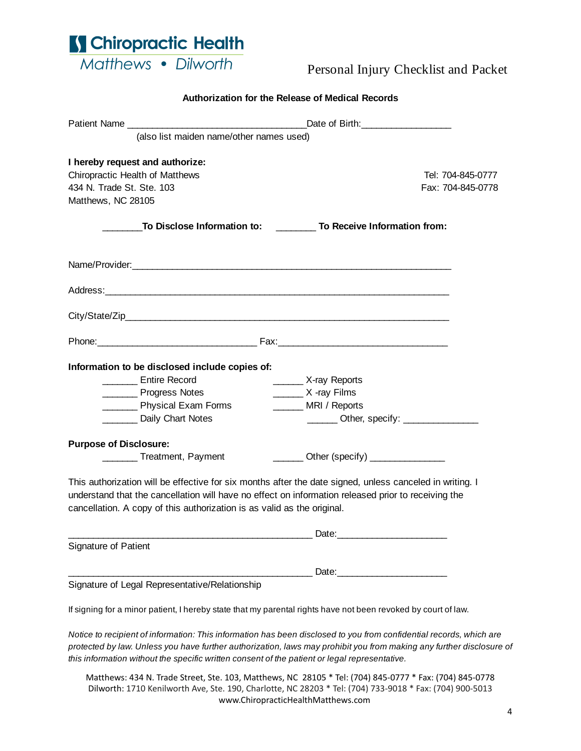**Chiropractic Health**
*Matthews • Dilworth*

Personal Injury Checklist and Packet

## Authorization for the Release of Medical Records

Patient Name ___________________________________ Date of Birth: _________________
(also list maiden name/other names used)

**I hereby request and authorize:**

Chiropractic Health of Matthews
434 N. Trade St. Ste. 103
Matthews, NC 28105

Tel: 704-845-0777
Fax: 704-845-0778

________ **To Disclose Information to:** ________ **To Receive Information from:**

Name/Provider: _________________________________________________________________

Address: _______________________________________________________________________

City/State/Zip __________________________________________________________________

Phone: ______________________________ Fax: ________________________________

**Information to be disclosed include copies of:**

_______ Entire Record
_______ Progress Notes
_______ Physical Exam Forms
_______ Daily Chart Notes
______ X-ray Reports
______ X -ray Films
______ MRI / Reports
______ Other, specify: _______________

**Purpose of Disclosure:**

_______ Treatment, Payment
______ Other (specify) ______________

This authorization will be effective for six months after the date signed, unless canceled in writing. I understand that the cancellation will have no effect on information released prior to receiving the cancellation. A copy of this authorization is as valid as the original.

_______________________________________________ Date: _____________________
Signature of Patient

_______________________________________________ Date: _____________________
Signature of Legal Representative/Relationship

If signing for a minor patient, I hereby state that my parental rights have not been revoked by court of law.

*Notice to recipient of information: This information has been disclosed to you from confidential records, which are protected by law. Unless you have further authorization, laws may prohibit you from making any further disclosure of this information without the specific written consent of the patient or legal representative.*

Matthews: 434 N. Trade Street, Ste. 103, Matthews, NC 28105 * Tel: (704) 845-0777 * Fax: (704) 845-0778
Dilworth: 1710 Kenilworth Ave, Ste. 190, Charlotte, NC 28203 * Tel: (704) 733-9018 * Fax: (704) 900-5013
www.ChiropracticHealthMatthews.com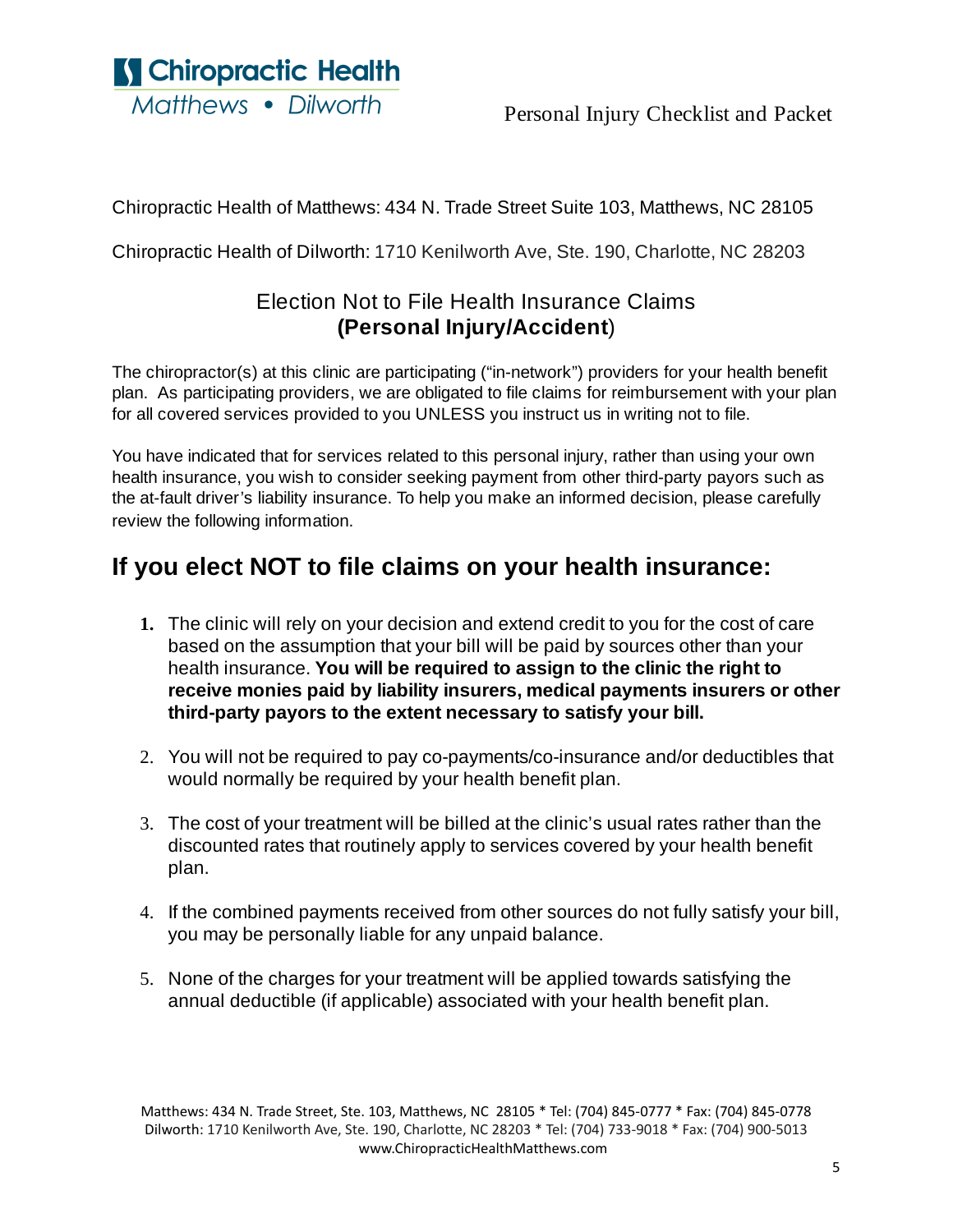Chiropractic Health of Matthews: 434 N. Trade Street Suite 103, Matthews, NC 28105

Chiropractic Health of Dilworth: 1710 Kenilworth Ave, Ste. 190, Charlotte, NC 28203

## Election Not to File Health Insurance Claims
## (**Personal Injury/Accident**)

The chiropractor(s) at this clinic are participating ("in-network") providers for your health benefit plan. As participating providers, we are obligated to file claims for reimbursement with your plan for all covered services provided to you UNLESS you instruct us in writing not to file.

You have indicated that for services related to this personal injury, rather than using your own health insurance, you wish to consider seeking payment from other third-party payors such as the at-fault driver's liability insurance. To help you make an informed decision, please carefully review the following information.

## If you elect NOT to file claims on your health insurance:

1. The clinic will rely on your decision and extend credit to you for the cost of care based on the assumption that your bill will be paid by sources other than your health insurance. **You will be required to assign to the clinic the right to receive monies paid by liability insurers, medical payments insurers or other third-party payors to the extent necessary to satisfy your bill.**

2. You will not be required to pay co-payments/co-insurance and/or deductibles that would normally be required by your health benefit plan.

3. The cost of your treatment will be billed at the clinic's usual rates rather than the discounted rates that routinely apply to services covered by your health benefit plan.

4. If the combined payments received from other sources do not fully satisfy your bill, you may be personally liable for any unpaid balance.

5. None of the charges for your treatment will be applied towards satisfying the annual deductible (if applicable) associated with your health benefit plan.

Matthews: 434 N. Trade Street, Ste. 103, Matthews, NC 28105 * Tel: (704) 845-0777 * Fax: (704) 845-0778
Dilworth: 1710 Kenilworth Ave, Ste. 190, Charlotte, NC 28203 * Tel: (704) 733-9018 * Fax: (704) 900-5013
www.ChiropracticHealthMatthews.com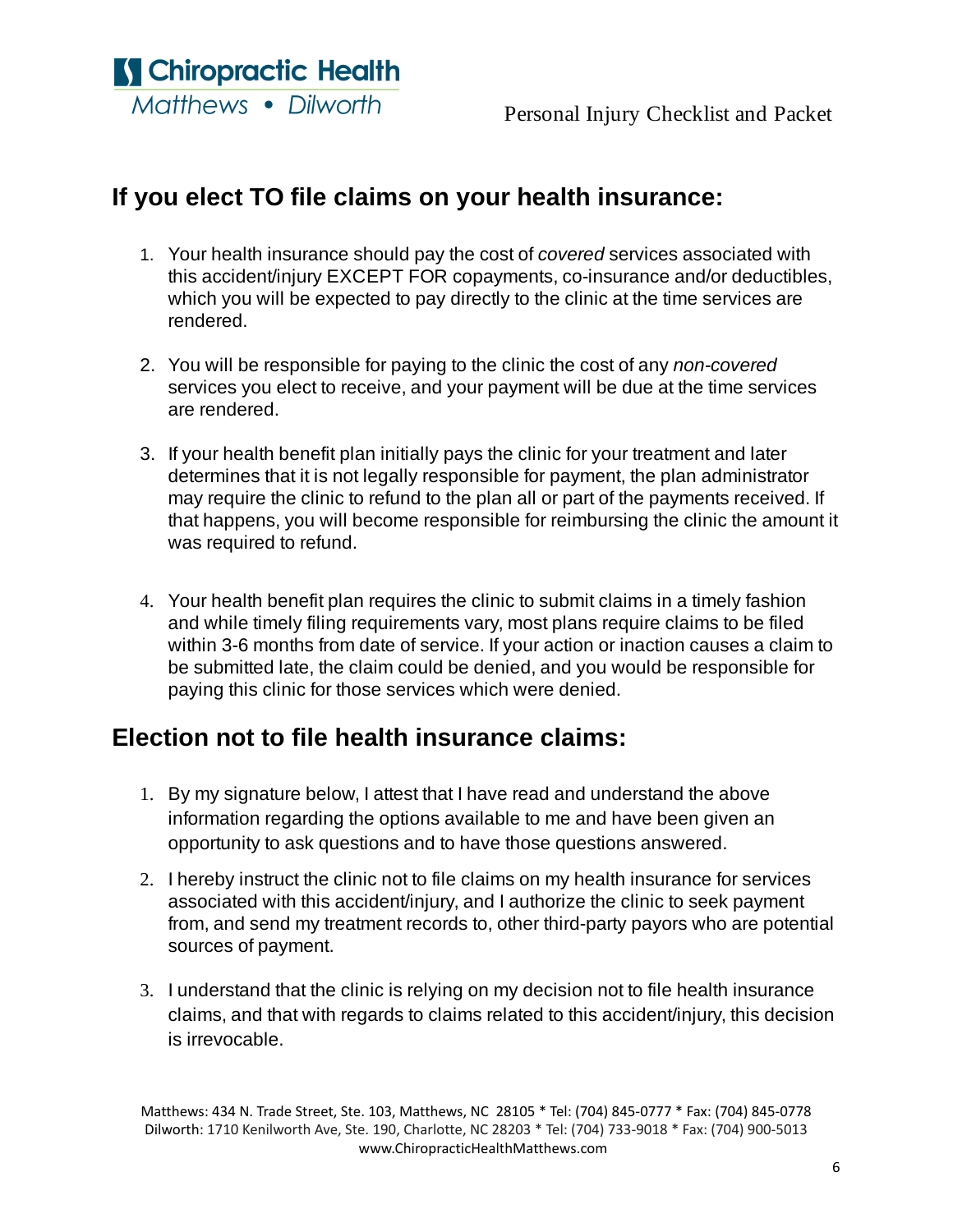## If you elect TO file claims on your health insurance:

1. Your health insurance should pay the cost of *covered* services associated with this accident/injury EXCEPT FOR copayments, co-insurance and/or deductibles, which you will be expected to pay directly to the clinic at the time services are rendered.

2. You will be responsible for paying to the clinic the cost of any *non-covered* services you elect to receive, and your payment will be due at the time services are rendered.

3. If your health benefit plan initially pays the clinic for your treatment and later determines that it is not legally responsible for payment, the plan administrator may require the clinic to refund to the plan all or part of the payments received. If that happens, you will become responsible for reimbursing the clinic the amount it was required to refund.

4. Your health benefit plan requires the clinic to submit claims in a timely fashion and while timely filing requirements vary, most plans require claims to be filed within 3-6 months from date of service. If your action or inaction causes a claim to be submitted late, the claim could be denied, and you would be responsible for paying this clinic for those services which were denied.

## Election not to file health insurance claims:

1. By my signature below, I attest that I have read and understand the above information regarding the options available to me and have been given an opportunity to ask questions and to have those questions answered.

2. I hereby instruct the clinic not to file claims on my health insurance for services associated with this accident/injury, and I authorize the clinic to seek payment from, and send my treatment records to, other third-party payors who are potential sources of payment.

3. I understand that the clinic is relying on my decision not to file health insurance claims, and that with regards to claims related to this accident/injury, this decision is irrevocable.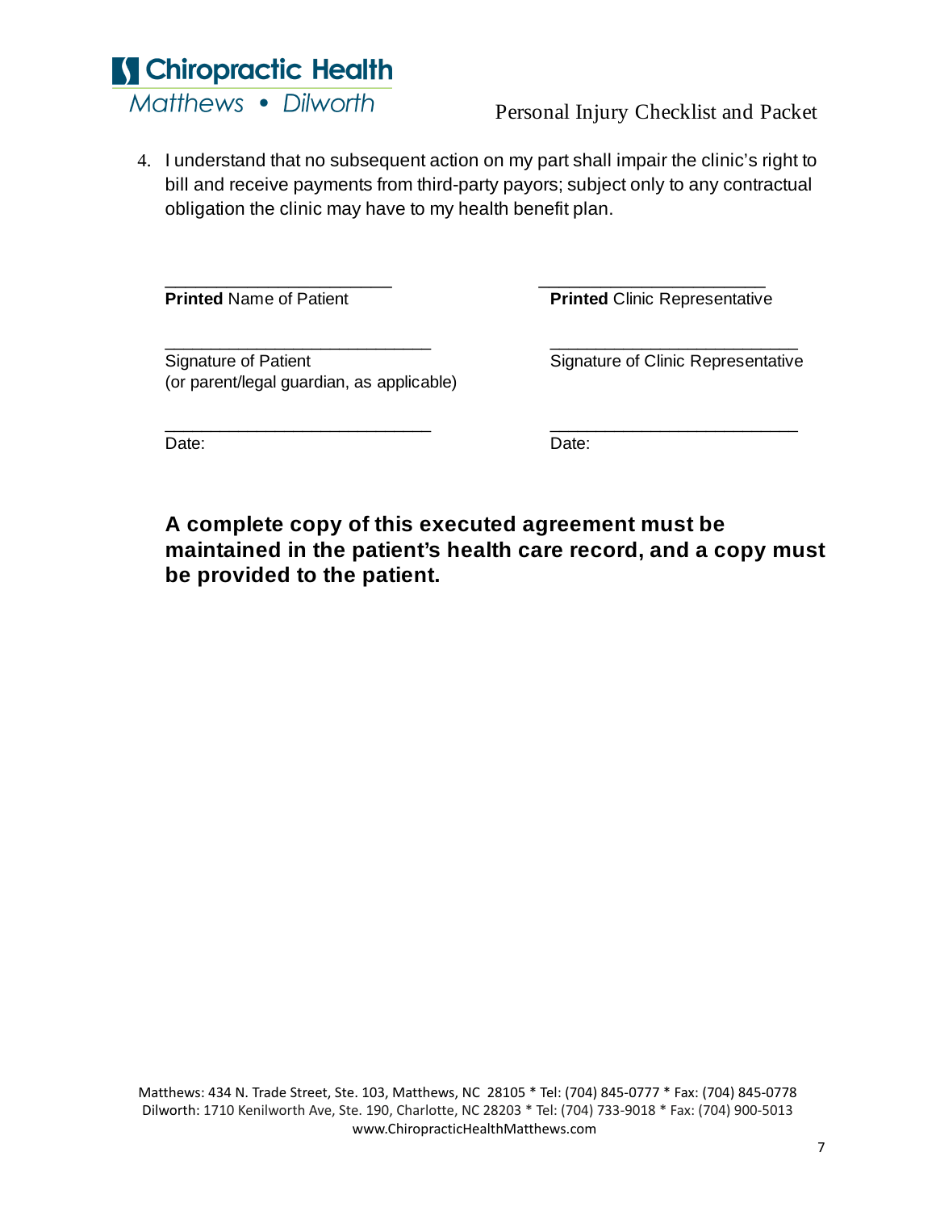4. I understand that no subsequent action on my part shall impair the clinic's right to bill and receive payments from third-party payors; subject only to any contractual obligation the clinic may have to my health benefit plan.

| | |
|---|---|
| ______________________ | ______________________ |
| **Printed** Name of Patient | **Printed** Clinic Representative |
| ______________________ | ______________________ |
| Signature of Patient (or parent/legal guardian, as applicable) | Signature of Clinic Representative |
| ______________________ | ______________________ |
| Date: | Date: |

**A complete copy of this executed agreement must be maintained in the patient's health care record, and a copy must be provided to the patient.**